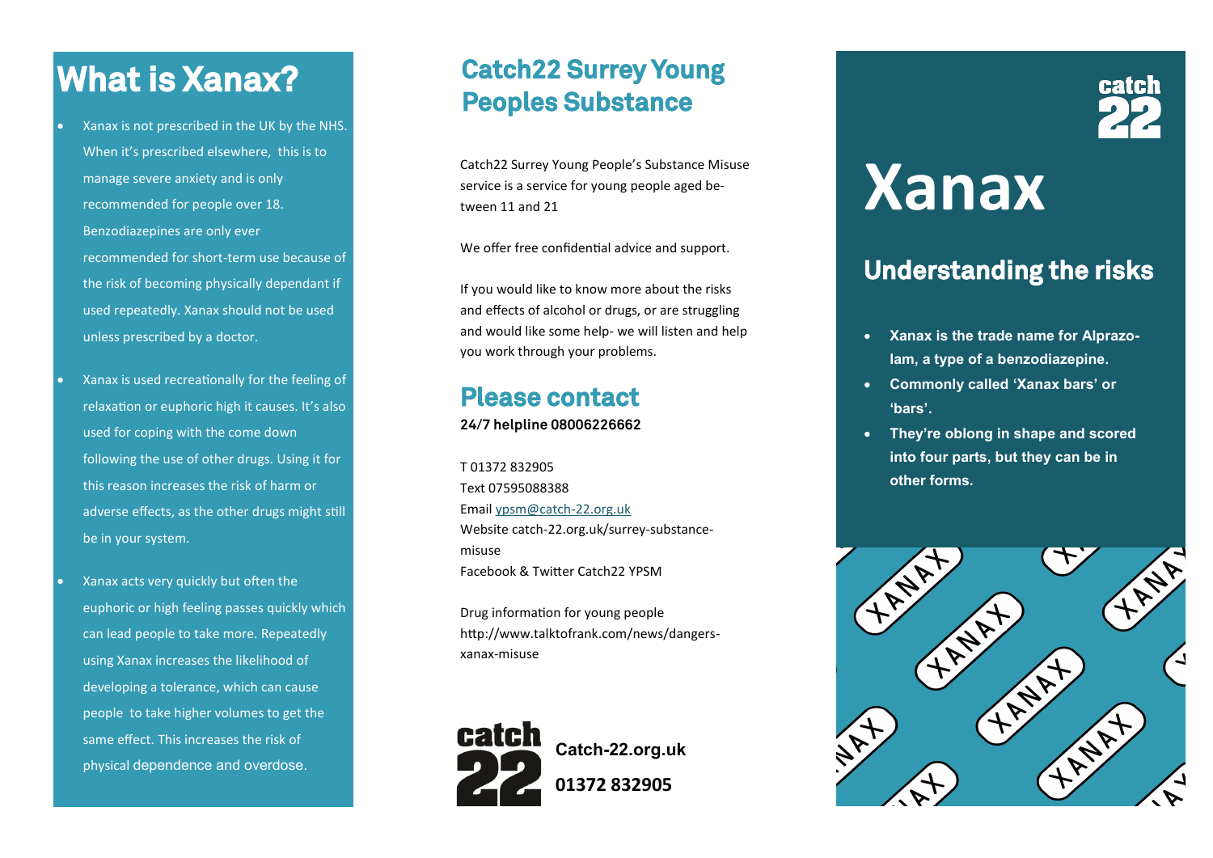# What is Xanax?

- Xanax is not prescribed in the UK by the NHS. When it's prescribed elsewhere, this is to manage severe anxiety and is only recommended for people over 18. Benzodiazepines are only ever recommended for short-term use because of the risk of becoming physically dependant if used repeatedly. Xanax should not be used unless prescribed by a doctor.
- Xanax is used recreationally for the feeling of relaxation or euphoric high it causes. It's also used for coping with the come down following the use of other drugs. Using it for this reason increases the risk of harm or adverse effects, as the other drugs might still be in your system.
- Xanax acts very quickly but often the euphoric or high feeling passes quickly which can lead people to take more. Repeatedly using Xanax increases the likelihood of developing a tolerance, which can cause people to take higher volumes to get the same effect. This increases the risk of physical dependence and overdose.

## Catch22 Surrey Young Peoples Substance

Catch22 Surrey Young People's Substance Misuse service is a service for young people aged between 11 and 21

We offer free confidential advice and support.

If you would like to know more about the risks and effects of alcohol or drugs, or are struggling and would like some help- we will listen and help you work through your problems.

## Please contact

**24/7 helpline 08006226662**

T 01372 832905
Text 07595088388
Email ypsm@catch-22.org.uk
Website catch-22.org.uk/surrey-substance-misuse
Facebook & Twitter Catch22 YPSM

Drug information for young people
http://www.talktofrank.com/news/dangers-xanax-misuse

catch 22

**Catch-22.org.uk**

**01372 832905**

catch 22

# Xanax

## Understanding the risks

- **Xanax is the trade name for Alprazolam, a type of a benzodiazepine.**
- **Commonly called 'Xanax bars' or 'bars'.**
- **They're oblong in shape and scored into four parts, but they can be in other forms.**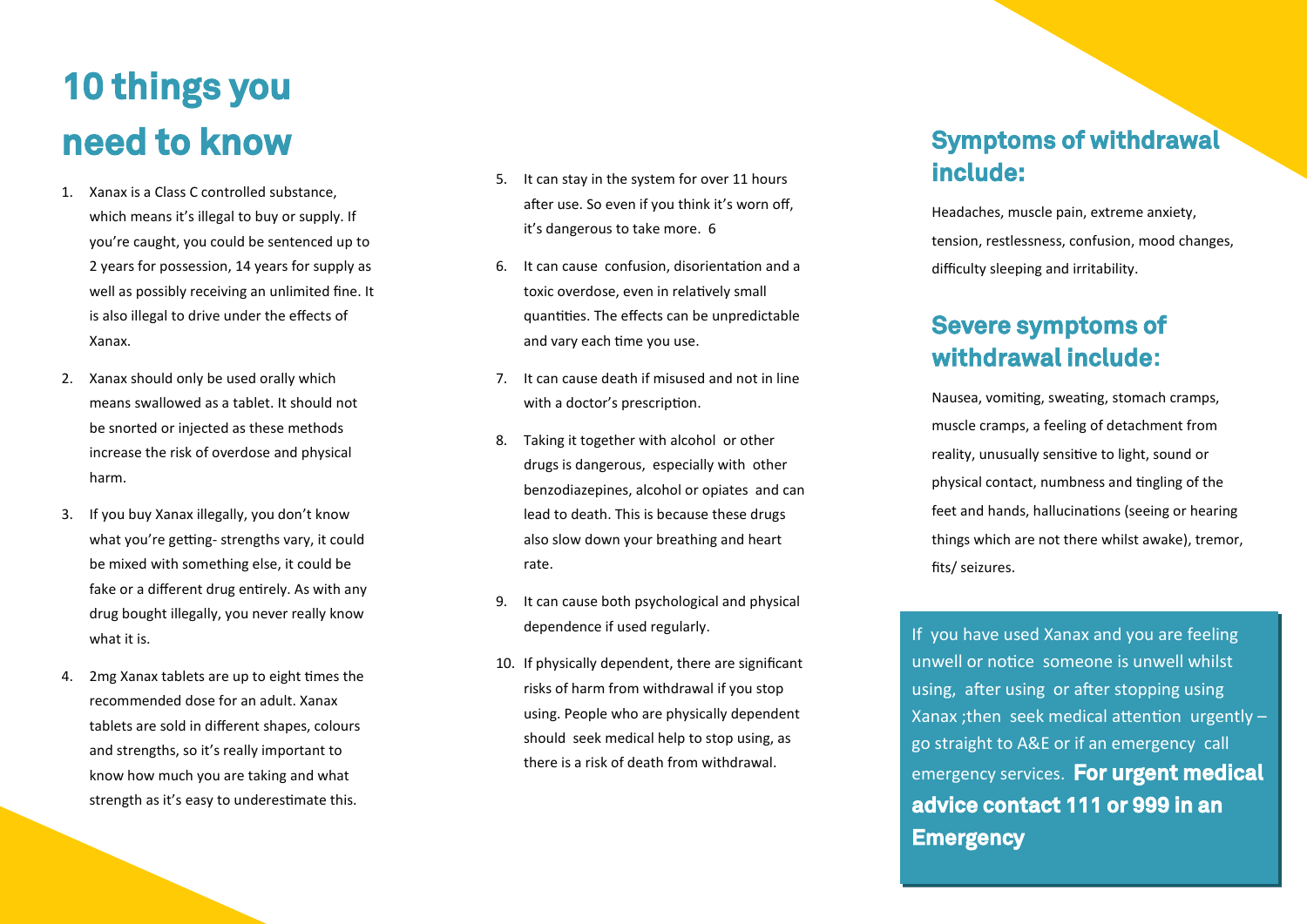# 10 things you need to know

1. Xanax is a Class C controlled substance, which means it's illegal to buy or supply. If you're caught, you could be sentenced up to 2 years for possession, 14 years for supply as well as possibly receiving an unlimited fine. It is also illegal to drive under the effects of Xanax.
2. Xanax should only be used orally which means swallowed as a tablet. It should not be snorted or injected as these methods increase the risk of overdose and physical harm.
3. If you buy Xanax illegally, you don't know what you're getting- strengths vary, it could be mixed with something else, it could be fake or a different drug entirely. As with any drug bought illegally, you never really know what it is.
4. 2mg Xanax tablets are up to eight times the recommended dose for an adult. Xanax tablets are sold in different shapes, colours and strengths, so it's really important to know how much you are taking and what strength as it's easy to underestimate this.
5. It can stay in the system for over 11 hours after use. So even if you think it's worn off, it's dangerous to take more. 6
6. It can cause confusion, disorientation and a toxic overdose, even in relatively small quantities. The effects can be unpredictable and vary each time you use.
7. It can cause death if misused and not in line with a doctor's prescription.
8. Taking it together with alcohol or other drugs is dangerous, especially with other benzodiazepines, alcohol or opiates and can lead to death. This is because these drugs also slow down your breathing and heart rate.
9. It can cause both psychological and physical dependence if used regularly.
10. If physically dependent, there are significant risks of harm from withdrawal if you stop using. People who are physically dependent should seek medical help to stop using, as there is a risk of death from withdrawal.

## Symptoms of withdrawal include:

Headaches, muscle pain, extreme anxiety, tension, restlessness, confusion, mood changes, difficulty sleeping and irritability.

## Severe symptoms of withdrawal include:

Nausea, vomiting, sweating, stomach cramps, muscle cramps, a feeling of detachment from reality, unusually sensitive to light, sound or physical contact, numbness and tingling of the feet and hands, hallucinations (seeing or hearing things which are not there whilst awake), tremor, fits/ seizures.

If you have used Xanax and you are feeling unwell or notice someone is unwell whilst using, after using or after stopping using Xanax ;then seek medical attention urgently – go straight to A&E or if an emergency call emergency services. **For urgent medical advice contact 111 or 999 in an Emergency**